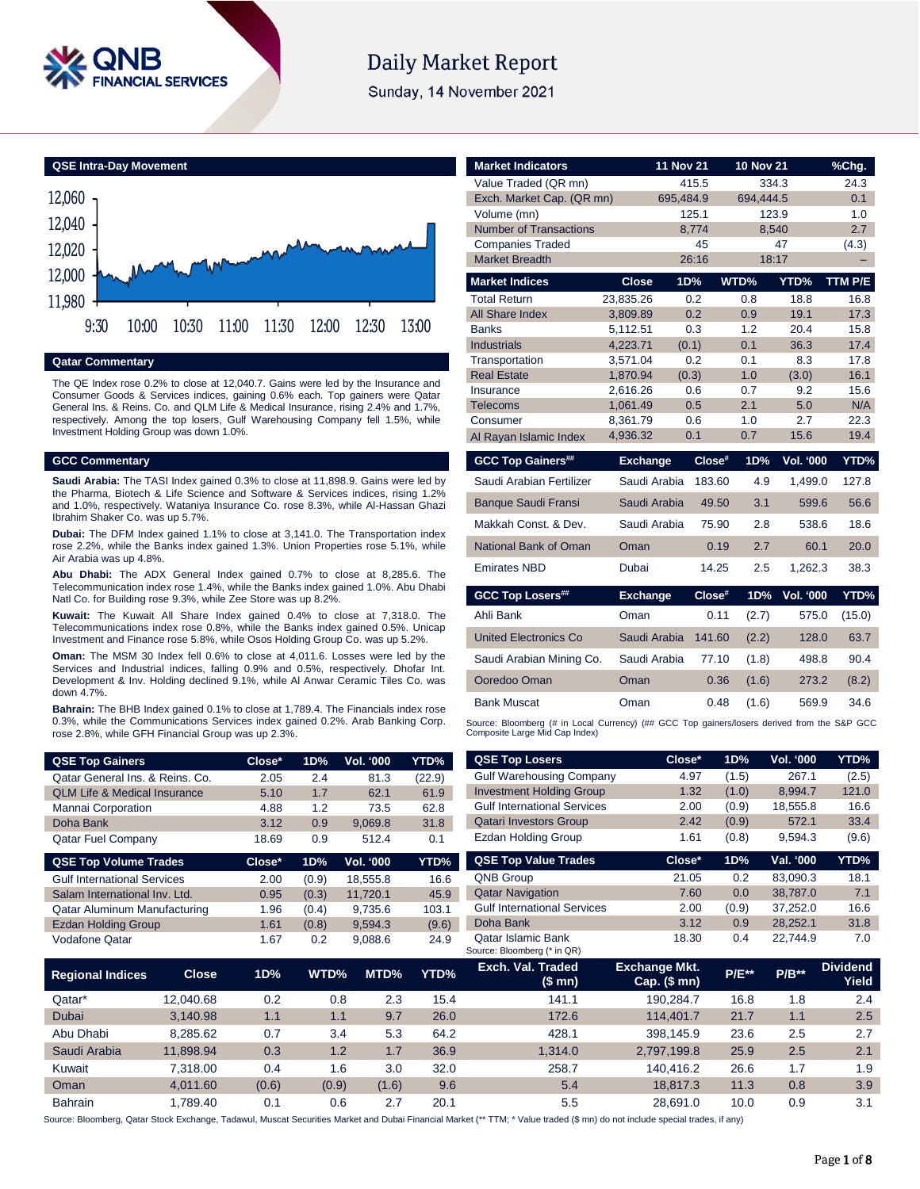# Daily Market Report

Sunday, 14 November 2021

## QSE Intra-Day Movement

## Qatar Commentary

The QE Index rose 0.2% to close at 12,040.7. Gains were led by the Insurance and Consumer Goods & Services indices, gaining 0.6% each. Top gainers were Qatar General Ins. & Reins. Co. and QLM Life & Medical Insurance, rising 2.4% and 1.7%, respectively. Among the top losers, Gulf Warehousing Company fell 1.5%, while Investment Holding Group was down 1.0%.

## GCC Commentary

**Saudi Arabia:** The TASI Index gained 0.3% to close at 11,898.9. Gains were led by the Pharma, Biotech & Life Science and Software & Services indices, rising 1.2% and 1.0%, respectively. Wataniya Insurance Co. rose 8.3%, while Al-Hassan Ghazi Ibrahim Shaker Co. was up 5.7%.

**Dubai:** The DFM Index gained 1.1% to close at 3,141.0. The Transportation index rose 2.2%, while the Banks index gained 1.3%. Union Properties rose 5.1%, while Air Arabia was up 4.8%.

**Abu Dhabi:** The ADX General Index gained 0.7% to close at 8,285.6. The Telecommunication index rose 1.4%, while the Banks index gained 1.0%. Abu Dhabi Natl Co. for Building rose 9.3%, while Zee Store was up 8.2%.

**Kuwait:** The Kuwait All Share Index gained 0.4% to close at 7,318.0. The Telecommunications index rose 0.8%, while the Banks index gained 0.5%. Unicap Investment and Finance rose 5.8%, while Osos Holding Group Co. was up 5.2%.

**Oman:** The MSM 30 Index fell 0.6% to close at 4,011.6. Losses were led by the Services and Industrial indices, falling 0.9% and 0.5%, respectively. Dhofar Int. Development & Inv. Holding declined 9.1%, while Al Anwar Ceramic Tiles Co. was down 4.7%.

**Bahrain:** The BHB Index gained 0.1% to close at 1,789.4. The Financials index rose 0.3%, while the Communications Services index gained 0.2%. Arab Banking Corp. rose 2.8%, while GFH Financial Group was up 2.3%.

| Market Indicators | 11 Nov 21 | 10 Nov 21 | %Chg. |
|---|---|---|---|
| Value Traded (QR mn) | 415.5 | 334.3 | 24.3 |
| Exch. Market Cap. (QR mn) | 695,484.9 | 694,444.5 | 0.1 |
| Volume (mn) | 125.1 | 123.9 | 1.0 |
| Number of Transactions | 8,774 | 8,540 | 2.7 |
| Companies Traded | 45 | 47 | (4.3) |
| Market Breadth | 26:16 | 18:17 | – |

| Market Indices | Close | 1D% | WTD% | YTD% | TTM P/E |
|---|---|---|---|---|---|
| Total Return | 23,835.26 | 0.2 | 0.8 | 18.8 | 16.8 |
| All Share Index | 3,809.89 | 0.2 | 0.9 | 19.1 | 17.3 |
| Banks | 5,112.51 | 0.3 | 1.2 | 20.4 | 15.8 |
| Industrials | 4,223.71 | (0.1) | 0.1 | 36.3 | 17.4 |
| Transportation | 3,571.04 | 0.2 | 0.1 | 8.3 | 17.8 |
| Real Estate | 1,870.94 | (0.3) | 1.0 | (3.0) | 16.1 |
| Insurance | 2,616.26 | 0.6 | 0.7 | 9.2 | 15.6 |
| Telecoms | 1,061.49 | 0.5 | 2.1 | 5.0 | N/A |
| Consumer | 8,361.79 | 0.6 | 1.0 | 2.7 | 22.3 |
| Al Rayan Islamic Index | 4,936.32 | 0.1 | 0.7 | 15.6 | 19.4 |

| GCC Top Gainers## | Exchange | Close# | 1D% | Vol. '000 | YTD% |
|---|---|---|---|---|---|
| Saudi Arabian Fertilizer | Saudi Arabia | 183.60 | 4.9 | 1,499.0 | 127.8 |
| Banque Saudi Fransi | Saudi Arabia | 49.50 | 3.1 | 599.6 | 56.6 |
| Makkah Const. & Dev. | Saudi Arabia | 75.90 | 2.8 | 538.6 | 18.6 |
| National Bank of Oman | Oman | 0.19 | 2.7 | 60.1 | 20.0 |
| Emirates NBD | Dubai | 14.25 | 2.5 | 1,262.3 | 38.3 |

| GCC Top Losers## | Exchange | Close# | 1D% | Vol. '000 | YTD% |
|---|---|---|---|---|---|
| Ahli Bank | Oman | 0.11 | (2.7) | 575.0 | (15.0) |
| United Electronics Co | Saudi Arabia | 141.60 | (2.2) | 128.0 | 63.7 |
| Saudi Arabian Mining Co. | Saudi Arabia | 77.10 | (1.8) | 498.8 | 90.4 |
| Ooredoo Oman | Oman | 0.36 | (1.6) | 273.2 | (8.2) |
| Bank Muscat | Oman | 0.48 | (1.6) | 569.9 | 34.6 |

Source: Bloomberg (# in Local Currency) (## GCC Top gainers/losers derived from the S&P GCC Composite Large Mid Cap Index)

| QSE Top Gainers | Close* | 1D% | Vol. '000 | YTD% |
|---|---|---|---|---|
| Qatar General Ins. & Reins. Co. | 2.05 | 2.4 | 81.3 | (22.9) |
| QLM Life & Medical Insurance | 5.10 | 1.7 | 62.1 | 61.9 |
| Mannai Corporation | 4.88 | 1.2 | 73.5 | 62.8 |
| Doha Bank | 3.12 | 0.9 | 9,069.8 | 31.8 |
| Qatar Fuel Company | 18.69 | 0.9 | 512.4 | 0.1 |

| QSE Top Volume Trades | Close* | 1D% | Vol. '000 | YTD% |
|---|---|---|---|---|
| Gulf International Services | 2.00 | (0.9) | 18,555.8 | 16.6 |
| Salam International Inv. Ltd. | 0.95 | (0.3) | 11,720.1 | 45.9 |
| Qatar Aluminum Manufacturing | 1.96 | (0.4) | 9,735.6 | 103.1 |
| Ezdan Holding Group | 1.61 | (0.8) | 9,594.3 | (9.6) |
| Vodafone Qatar | 1.67 | 0.2 | 9,088.6 | 24.9 |

| QSE Top Losers | Close* | 1D% | Vol. '000 | YTD% |
|---|---|---|---|---|
| Gulf Warehousing Company | 4.97 | (1.5) | 267.1 | (2.5) |
| Investment Holding Group | 1.32 | (1.0) | 8,994.7 | 121.0 |
| Gulf International Services | 2.00 | (0.9) | 18,555.8 | 16.6 |
| Qatari Investors Group | 2.42 | (0.9) | 572.1 | 33.4 |
| Ezdan Holding Group | 1.61 | (0.8) | 9,594.3 | (9.6) |

| QSE Top Value Trades | Close* | 1D% | Val. '000 | YTD% |
|---|---|---|---|---|
| QNB Group | 21.05 | 0.2 | 83,090.3 | 18.1 |
| Qatar Navigation | 7.60 | 0.0 | 38,787.0 | 7.1 |
| Gulf International Services | 2.00 | (0.9) | 37,252.0 | 16.6 |
| Doha Bank | 3.12 | 0.9 | 28,252.1 | 31.8 |
| Qatar Islamic Bank | 18.30 | 0.4 | 22,744.9 | 7.0 |

Source: Bloomberg (* in QR)

| Regional Indices | Close | 1D% | WTD% | MTD% | YTD% | Exch. Val. Traded ($ mn) | Exchange Mkt. Cap. ($ mn) | P/E** | P/B** | Dividend Yield |
|---|---|---|---|---|---|---|---|---|---|---|
| Qatar* | 12,040.68 | 0.2 | 0.8 | 2.3 | 15.4 | 141.1 | 190,284.7 | 16.8 | 1.8 | 2.4 |
| Dubai | 3,140.98 | 1.1 | 1.1 | 9.7 | 26.0 | 172.6 | 114,401.7 | 21.7 | 1.1 | 2.5 |
| Abu Dhabi | 8,285.62 | 0.7 | 3.4 | 5.3 | 64.2 | 428.1 | 398,145.9 | 23.6 | 2.5 | 2.7 |
| Saudi Arabia | 11,898.94 | 0.3 | 1.2 | 1.7 | 36.9 | 1,314.0 | 2,797,199.8 | 25.9 | 2.5 | 2.1 |
| Kuwait | 7,318.00 | 0.4 | 1.6 | 3.0 | 32.0 | 258.7 | 140,416.2 | 26.6 | 1.7 | 1.9 |
| Oman | 4,011.60 | (0.6) | (0.9) | (1.6) | 9.6 | 5.4 | 18,817.3 | 11.3 | 0.8 | 3.9 |
| Bahrain | 1,789.40 | 0.1 | 0.6 | 2.7 | 20.1 | 5.5 | 28,691.0 | 10.0 | 0.9 | 3.1 |

Source: Bloomberg, Qatar Stock Exchange, Tadawul, Muscat Securities Market and Dubai Financial Market (** TTM; * Value traded ($ mn) do not include special trades, if any)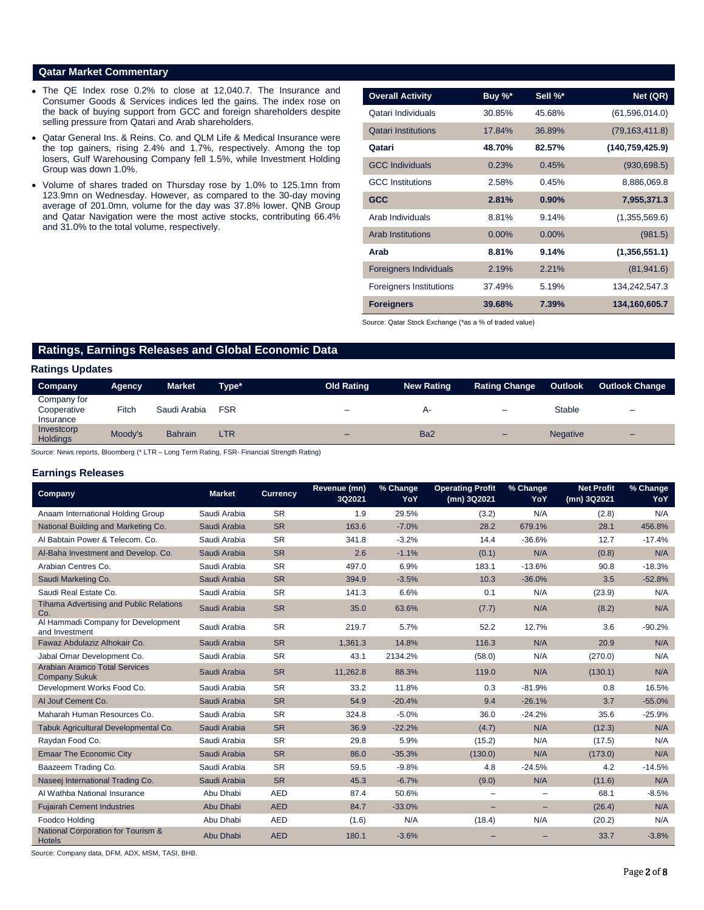## Qatar Market Commentary

- The QE Index rose 0.2% to close at 12,040.7. The Insurance and Consumer Goods & Services indices led the gains. The index rose on the back of buying support from GCC and foreign shareholders despite selling pressure from Qatari and Arab shareholders.
- Qatar General Ins. & Reins. Co. and QLM Life & Medical Insurance were the top gainers, rising 2.4% and 1.7%, respectively. Among the top losers, Gulf Warehousing Company fell 1.5%, while Investment Holding Group was down 1.0%.
- Volume of shares traded on Thursday rose by 1.0% to 125.1mn from 123.9mn on Wednesday. However, as compared to the 30-day moving average of 201.0mn, volume for the day was 37.8% lower. QNB Group and Qatar Navigation were the most active stocks, contributing 66.4% and 31.0% to the total volume, respectively.

| Overall Activity | Buy %* | Sell %* | Net (QR) |
|---|---|---|---|
| Qatari Individuals | 30.85% | 45.68% | (61,596,014.0) |
| Qatari Institutions | 17.84% | 36.89% | (79,163,411.8) |
| **Qatari** | **48.70%** | **82.57%** | **(140,759,425.9)** |
| GCC Individuals | 0.23% | 0.45% | (930,698.5) |
| GCC Institutions | 2.58% | 0.45% | 8,886,069.8 |
| **GCC** | **2.81%** | **0.90%** | **7,955,371.3** |
| Arab Individuals | 8.81% | 9.14% | (1,355,569.6) |
| Arab Institutions | 0.00% | 0.00% | (981.5) |
| **Arab** | **8.81%** | **9.14%** | **(1,356,551.1)** |
| Foreigners Individuals | 2.19% | 2.21% | (81,941.6) |
| Foreigners Institutions | 37.49% | 5.19% | 134,242,547.3 |
| **Foreigners** | **39.68%** | **7.39%** | **134,160,605.7** |

Source: Qatar Stock Exchange (*as a % of traded value)

## Ratings, Earnings Releases and Global Economic Data

### Ratings Updates

| Company | Agency | Market | Type* | Old Rating | New Rating | Rating Change | Outlook | Outlook Change |
|---|---|---|---|---|---|---|---|---|
| Company for Cooperative Insurance | Fitch | Saudi Arabia | FSR | – | A- | – | Stable | – |
| Investcorp Holdings | Moody's | Bahrain | LTR | – | Ba2 | – | Negative | – |

Source: News reports, Bloomberg (* LTR – Long Term Rating, FSR- Financial Strength Rating)

### Earnings Releases

| Company | Market | Currency | Revenue (mn) 3Q2021 | % Change YoY | Operating Profit (mn) 3Q2021 | % Change YoY | Net Profit (mn) 3Q2021 | % Change YoY |
|---|---|---|---|---|---|---|---|---|
| Anaam International Holding Group | Saudi Arabia | SR | 1.9 | 29.5% | (3.2) | N/A | (2.8) | N/A |
| National Building and Marketing Co. | Saudi Arabia | SR | 163.6 | -7.0% | 28.2 | 679.1% | 28.1 | 456.8% |
| Al Babtain Power & Telecom. Co. | Saudi Arabia | SR | 341.8 | -3.2% | 14.4 | -36.6% | 12.7 | -17.4% |
| Al-Baha Investment and Develop. Co. | Saudi Arabia | SR | 2.6 | -1.1% | (0.1) | N/A | (0.8) | N/A |
| Arabian Centres Co. | Saudi Arabia | SR | 497.0 | 6.9% | 183.1 | -13.6% | 90.8 | -18.3% |
| Saudi Marketing Co. | Saudi Arabia | SR | 394.9 | -3.5% | 10.3 | -36.0% | 3.5 | -52.8% |
| Saudi Real Estate Co. | Saudi Arabia | SR | 141.3 | 6.6% | 0.1 | N/A | (23.9) | N/A |
| Tihama Advertising and Public Relations Co. | Saudi Arabia | SR | 35.0 | 63.6% | (7.7) | N/A | (8.2) | N/A |
| Al Hammadi Company for Development and Investment | Saudi Arabia | SR | 219.7 | 5.7% | 52.2 | 12.7% | 3.6 | -90.2% |
| Fawaz Abdulaziz Alhokair Co. | Saudi Arabia | SR | 1,361.3 | 14.8% | 116.3 | N/A | 20.9 | N/A |
| Jabal Omar Development Co. | Saudi Arabia | SR | 43.1 | 2134.2% | (58.0) | N/A | (270.0) | N/A |
| Arabian Aramco Total Services Company Sukuk | Saudi Arabia | SR | 11,262.8 | 88.3% | 119.0 | N/A | (130.1) | N/A |
| Development Works Food Co. | Saudi Arabia | SR | 33.2 | 11.8% | 0.3 | -81.9% | 0.8 | 16.5% |
| Al Jouf Cement Co. | Saudi Arabia | SR | 54.9 | -20.4% | 9.4 | -26.1% | 3.7 | -55.0% |
| Maharah Human Resources Co. | Saudi Arabia | SR | 324.8 | -5.0% | 36.0 | -24.2% | 35.6 | -25.9% |
| Tabuk Agricultural Developmental Co. | Saudi Arabia | SR | 36.9 | -22.2% | (4.7) | N/A | (12.3) | N/A |
| Raydan Food Co. | Saudi Arabia | SR | 29.8 | 5.9% | (15.2) | N/A | (17.5) | N/A |
| Emaar The Economic City | Saudi Arabia | SR | 86.0 | -35.3% | (130.0) | N/A | (173.0) | N/A |
| Baazeem Trading Co. | Saudi Arabia | SR | 59.5 | -9.8% | 4.8 | -24.5% | 4.2 | -14.5% |
| Naseej International Trading Co. | Saudi Arabia | SR | 45.3 | -6.7% | (9.0) | N/A | (11.6) | N/A |
| Al Wathba National Insurance | Abu Dhabi | AED | 87.4 | 50.6% | – | – | 68.1 | -8.5% |
| Fujairah Cement Industries | Abu Dhabi | AED | 84.7 | -33.0% | – | – | (26.4) | N/A |
| Foodco Holding | Abu Dhabi | AED | (1.6) | N/A | (18.4) | N/A | (20.2) | N/A |
| National Corporation for Tourism & Hotels | Abu Dhabi | AED | 180.1 | -3.6% | – | – | 33.7 | -3.8% |

Source: Company data, DFM, ADX, MSM, TASI, BHB.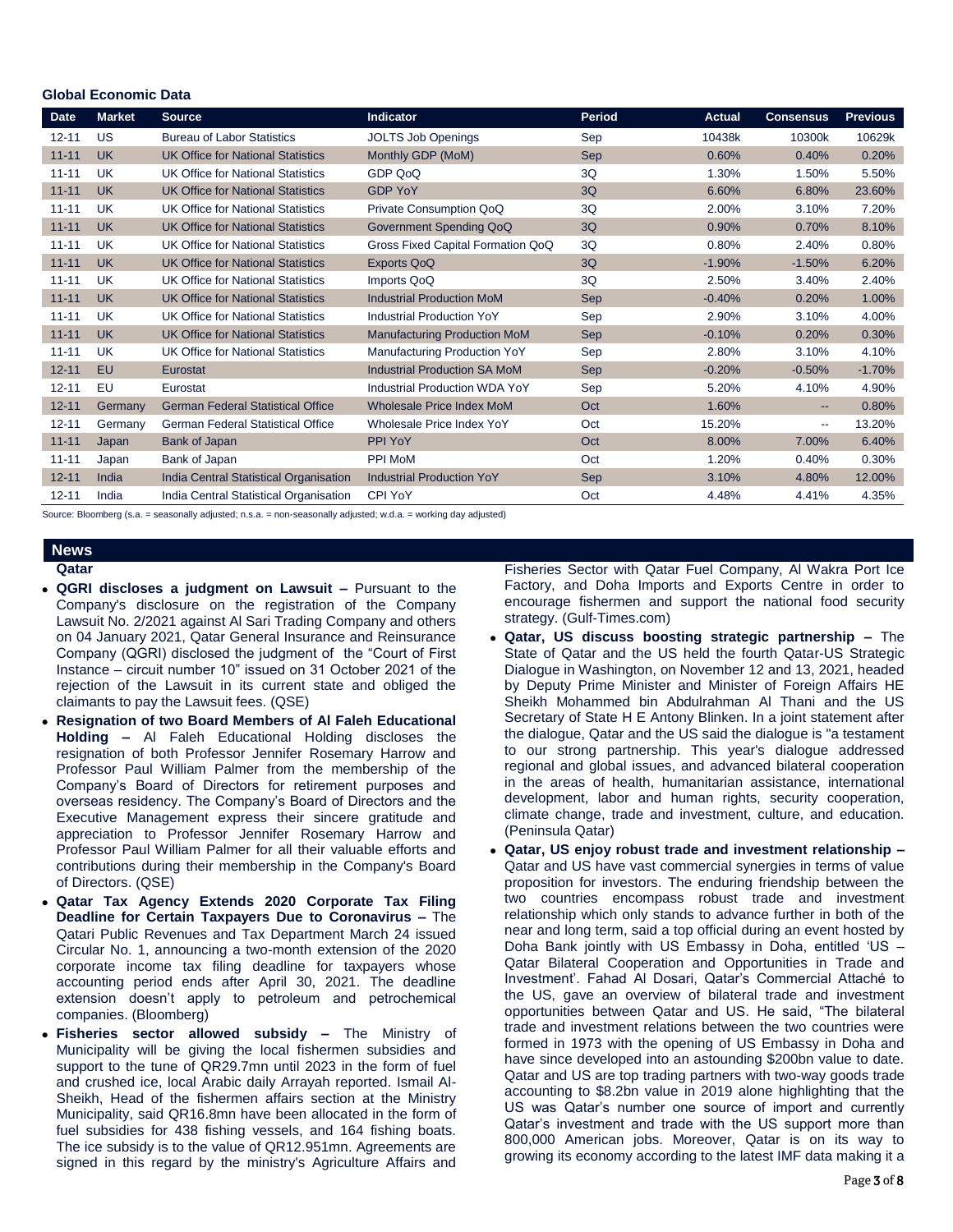## Global Economic Data

| Date | Market | Source | Indicator | Period | Actual | Consensus | Previous |
|---|---|---|---|---|---|---|---|
| 12-11 | US | Bureau of Labor Statistics | JOLTS Job Openings | Sep | 10438k | 10300k | 10629k |
| 11-11 | UK | UK Office for National Statistics | Monthly GDP (MoM) | Sep | 0.60% | 0.40% | 0.20% |
| 11-11 | UK | UK Office for National Statistics | GDP QoQ | 3Q | 1.30% | 1.50% | 5.50% |
| 11-11 | UK | UK Office for National Statistics | GDP YoY | 3Q | 6.60% | 6.80% | 23.60% |
| 11-11 | UK | UK Office for National Statistics | Private Consumption QoQ | 3Q | 2.00% | 3.10% | 7.20% |
| 11-11 | UK | UK Office for National Statistics | Government Spending QoQ | 3Q | 0.90% | 0.70% | 8.10% |
| 11-11 | UK | UK Office for National Statistics | Gross Fixed Capital Formation QoQ | 3Q | 0.80% | 2.40% | 0.80% |
| 11-11 | UK | UK Office for National Statistics | Exports QoQ | 3Q | -1.90% | -1.50% | 6.20% |
| 11-11 | UK | UK Office for National Statistics | Imports QoQ | 3Q | 2.50% | 3.40% | 2.40% |
| 11-11 | UK | UK Office for National Statistics | Industrial Production MoM | Sep | -0.40% | 0.20% | 1.00% |
| 11-11 | UK | UK Office for National Statistics | Industrial Production YoY | Sep | 2.90% | 3.10% | 4.00% |
| 11-11 | UK | UK Office for National Statistics | Manufacturing Production MoM | Sep | -0.10% | 0.20% | 0.30% |
| 11-11 | UK | UK Office for National Statistics | Manufacturing Production YoY | Sep | 2.80% | 3.10% | 4.10% |
| 12-11 | EU | Eurostat | Industrial Production SA MoM | Sep | -0.20% | -0.50% | -1.70% |
| 12-11 | EU | Eurostat | Industrial Production WDA YoY | Sep | 5.20% | 4.10% | 4.90% |
| 12-11 | Germany | German Federal Statistical Office | Wholesale Price Index MoM | Oct | 1.60% | -- | 0.80% |
| 12-11 | Germany | German Federal Statistical Office | Wholesale Price Index YoY | Oct | 15.20% | -- | 13.20% |
| 11-11 | Japan | Bank of Japan | PPI YoY | Oct | 8.00% | 7.00% | 6.40% |
| 11-11 | Japan | Bank of Japan | PPI MoM | Oct | 1.20% | 0.40% | 0.30% |
| 12-11 | India | India Central Statistical Organisation | Industrial Production YoY | Sep | 3.10% | 4.80% | 12.00% |
| 12-11 | India | India Central Statistical Organisation | CPI YoY | Oct | 4.48% | 4.41% | 4.35% |

Source: Bloomberg (s.a. = seasonally adjusted; n.s.a. = non-seasonally adjusted; w.d.a. = working day adjusted)

## News

### Qatar

- **QGRI discloses a judgment on Lawsuit –** Pursuant to the Company's disclosure on the registration of the Company Lawsuit No. 2/2021 against Al Sari Trading Company and others on 04 January 2021, Qatar General Insurance and Reinsurance Company (QGRI) disclosed the judgment of the "Court of First Instance – circuit number 10" issued on 31 October 2021 of the rejection of the Lawsuit in its current state and obliged the claimants to pay the Lawsuit fees. (QSE)
- **Resignation of two Board Members of Al Faleh Educational Holding –** Al Faleh Educational Holding discloses the resignation of both Professor Jennifer Rosemary Harrow and Professor Paul William Palmer from the membership of the Company's Board of Directors for retirement purposes and overseas residency. The Company's Board of Directors and the Executive Management express their sincere gratitude and appreciation to Professor Jennifer Rosemary Harrow and Professor Paul William Palmer for all their valuable efforts and contributions during their membership in the Company's Board of Directors. (QSE)
- **Qatar Tax Agency Extends 2020 Corporate Tax Filing Deadline for Certain Taxpayers Due to Coronavirus –** The Qatari Public Revenues and Tax Department March 24 issued Circular No. 1, announcing a two-month extension of the 2020 corporate income tax filing deadline for taxpayers whose accounting period ends after April 30, 2021. The deadline extension doesn't apply to petroleum and petrochemical companies. (Bloomberg)
- **Fisheries sector allowed subsidy –** The Ministry of Municipality will be giving the local fishermen subsidies and support to the tune of QR29.7mn until 2023 in the form of fuel and crushed ice, local Arabic daily Arrayah reported. Ismail Al-Sheikh, Head of the fishermen affairs section at the Ministry Municipality, said QR16.8mn have been allocated in the form of fuel subsidies for 438 fishing vessels, and 164 fishing boats. The ice subsidy is to the value of QR12.951mn. Agreements are signed in this regard by the ministry's Agriculture Affairs and Fisheries Sector with Qatar Fuel Company, Al Wakra Port Ice Factory, and Doha Imports and Exports Centre in order to encourage fishermen and support the national food security strategy. (Gulf-Times.com)
- **Qatar, US discuss boosting strategic partnership –** The State of Qatar and the US held the fourth Qatar-US Strategic Dialogue in Washington, on November 12 and 13, 2021, headed by Deputy Prime Minister and Minister of Foreign Affairs HE Sheikh Mohammed bin Abdulrahman Al Thani and the US Secretary of State H E Antony Blinken. In a joint statement after the dialogue, Qatar and the US said the dialogue is "a testament to our strong partnership. This year's dialogue addressed regional and global issues, and advanced bilateral cooperation in the areas of health, humanitarian assistance, international development, labor and human rights, security cooperation, climate change, trade and investment, culture, and education. (Peninsula Qatar)
- **Qatar, US enjoy robust trade and investment relationship –** Qatar and US have vast commercial synergies in terms of value proposition for investors. The enduring friendship between the two countries encompass robust trade and investment relationship which only stands to advance further in both of the near and long term, said a top official during an event hosted by Doha Bank jointly with US Embassy in Doha, entitled 'US – Qatar Bilateral Cooperation and Opportunities in Trade and Investment'. Fahad Al Dosari, Qatar's Commercial Attaché to the US, gave an overview of bilateral trade and investment opportunities between Qatar and US. He said, "The bilateral trade and investment relations between the two countries were formed in 1973 with the opening of US Embassy in Doha and have since developed into an astounding $200bn value to date. Qatar and US are top trading partners with two-way goods trade accounting to $8.2bn value in 2019 alone highlighting that the US was Qatar's number one source of import and currently Qatar's investment and trade with the US support more than 800,000 American jobs. Moreover, Qatar is on its way to growing its economy according to the latest IMF data making it a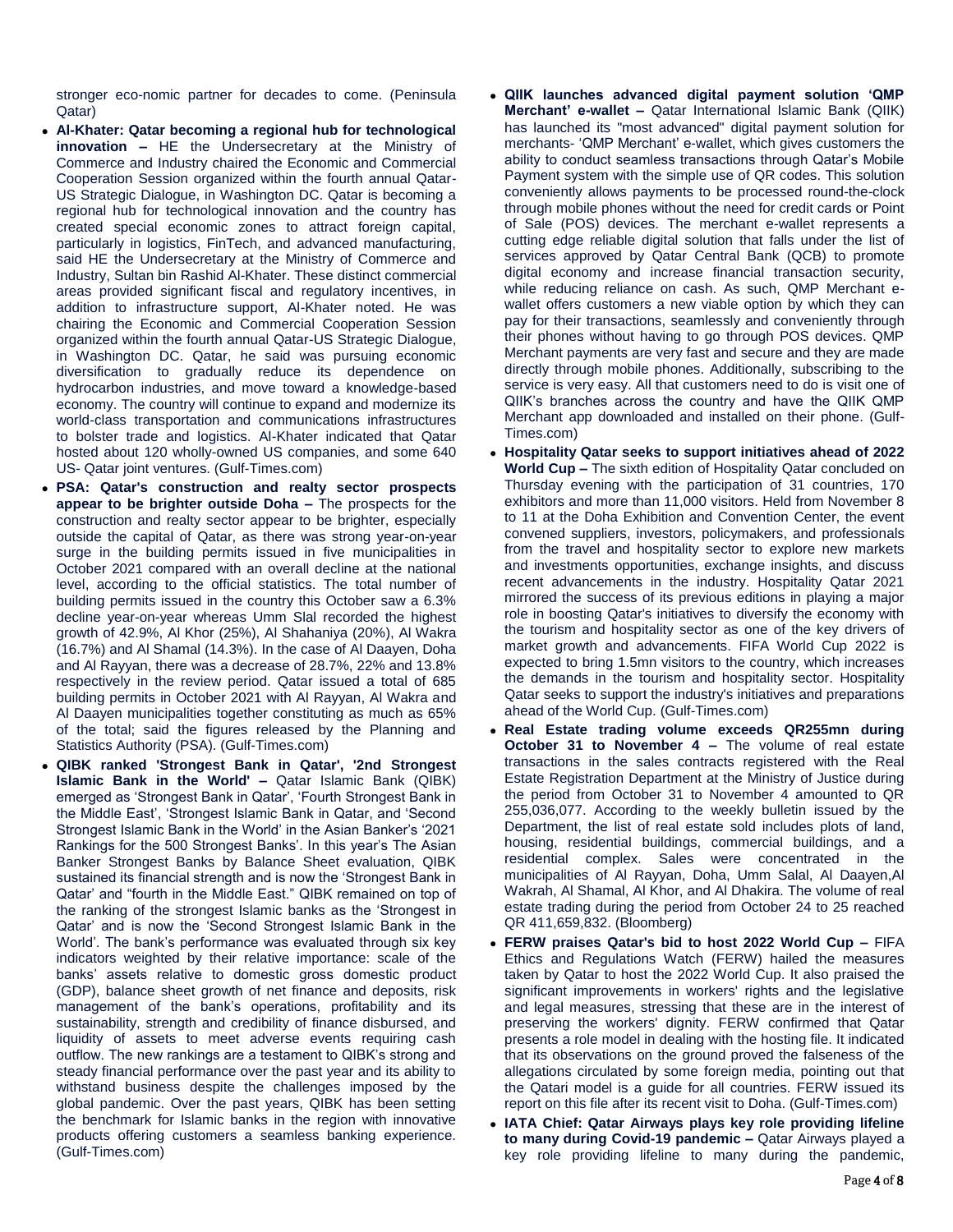stronger eco-nomic partner for decades to come. (Peninsula Qatar)

- **Al-Khater: Qatar becoming a regional hub for technological innovation –** HE the Undersecretary at the Ministry of Commerce and Industry chaired the Economic and Commercial Cooperation Session organized within the fourth annual Qatar-US Strategic Dialogue, in Washington DC. Qatar is becoming a regional hub for technological innovation and the country has created special economic zones to attract foreign capital, particularly in logistics, FinTech, and advanced manufacturing, said HE the Undersecretary at the Ministry of Commerce and Industry, Sultan bin Rashid Al-Khater. These distinct commercial areas provided significant fiscal and regulatory incentives, in addition to infrastructure support, Al-Khater noted. He was chairing the Economic and Commercial Cooperation Session organized within the fourth annual Qatar-US Strategic Dialogue, in Washington DC. Qatar, he said was pursuing economic diversification to gradually reduce its dependence on hydrocarbon industries, and move toward a knowledge-based economy. The country will continue to expand and modernize its world-class transportation and communications infrastructures to bolster trade and logistics. Al-Khater indicated that Qatar hosted about 120 wholly-owned US companies, and some 640 US- Qatar joint ventures. (Gulf-Times.com)
- **PSA: Qatar's construction and realty sector prospects appear to be brighter outside Doha –** The prospects for the construction and realty sector appear to be brighter, especially outside the capital of Qatar, as there was strong year-on-year surge in the building permits issued in five municipalities in October 2021 compared with an overall decline at the national level, according to the official statistics. The total number of building permits issued in the country this October saw a 6.3% decline year-on-year whereas Umm Slal recorded the highest growth of 42.9%, Al Khor (25%), Al Shahaniya (20%), Al Wakra (16.7%) and Al Shamal (14.3%). In the case of Al Daayen, Doha and Al Rayyan, there was a decrease of 28.7%, 22% and 13.8% respectively in the review period. Qatar issued a total of 685 building permits in October 2021 with Al Rayyan, Al Wakra and Al Daayen municipalities together constituting as much as 65% of the total; said the figures released by the Planning and Statistics Authority (PSA). (Gulf-Times.com)
- **QIBK ranked 'Strongest Bank in Qatar', '2nd Strongest Islamic Bank in the World' –** Qatar Islamic Bank (QIBK) emerged as 'Strongest Bank in Qatar', 'Fourth Strongest Bank in the Middle East', 'Strongest Islamic Bank in Qatar, and 'Second Strongest Islamic Bank in the World' in the Asian Banker's '2021 Rankings for the 500 Strongest Banks'. In this year's The Asian Banker Strongest Banks by Balance Sheet evaluation, QIBK sustained its financial strength and is now the 'Strongest Bank in Qatar' and "fourth in the Middle East." QIBK remained on top of the ranking of the strongest Islamic banks as the 'Strongest in Qatar' and is now the 'Second Strongest Islamic Bank in the World'. The bank's performance was evaluated through six key indicators weighted by their relative importance: scale of the banks' assets relative to domestic gross domestic product (GDP), balance sheet growth of net finance and deposits, risk management of the bank's operations, profitability and its sustainability, strength and credibility of finance disbursed, and liquidity of assets to meet adverse events requiring cash outflow. The new rankings are a testament to QIBK's strong and steady financial performance over the past year and its ability to withstand business despite the challenges imposed by the global pandemic. Over the past years, QIBK has been setting the benchmark for Islamic banks in the region with innovative products offering customers a seamless banking experience. (Gulf-Times.com)
- **QIIK launches advanced digital payment solution 'QMP Merchant' e-wallet –** Qatar International Islamic Bank (QIIK) has launched its "most advanced" digital payment solution for merchants- 'QMP Merchant' e-wallet, which gives customers the ability to conduct seamless transactions through Qatar's Mobile Payment system with the simple use of QR codes. This solution conveniently allows payments to be processed round-the-clock through mobile phones without the need for credit cards or Point of Sale (POS) devices. The merchant e-wallet represents a cutting edge reliable digital solution that falls under the list of services approved by Qatar Central Bank (QCB) to promote digital economy and increase financial transaction security, while reducing reliance on cash. As such, QMP Merchant e-wallet offers customers a new viable option by which they can pay for their transactions, seamlessly and conveniently through their phones without having to go through POS devices. QMP Merchant payments are very fast and secure and they are made directly through mobile phones. Additionally, subscribing to the service is very easy. All that customers need to do is visit one of QIIK's branches across the country and have the QIIK QMP Merchant app downloaded and installed on their phone. (Gulf-Times.com)
- **Hospitality Qatar seeks to support initiatives ahead of 2022 World Cup –** The sixth edition of Hospitality Qatar concluded on Thursday evening with the participation of 31 countries, 170 exhibitors and more than 11,000 visitors. Held from November 8 to 11 at the Doha Exhibition and Convention Center, the event convened suppliers, investors, policymakers, and professionals from the travel and hospitality sector to explore new markets and investments opportunities, exchange insights, and discuss recent advancements in the industry. Hospitality Qatar 2021 mirrored the success of its previous editions in playing a major role in boosting Qatar's initiatives to diversify the economy with the tourism and hospitality sector as one of the key drivers of market growth and advancements. FIFA World Cup 2022 is expected to bring 1.5mn visitors to the country, which increases the demands in the tourism and hospitality sector. Hospitality Qatar seeks to support the industry's initiatives and preparations ahead of the World Cup. (Gulf-Times.com)
- **Real Estate trading volume exceeds QR255mn during October 31 to November 4 –** The volume of real estate transactions in the sales contracts registered with the Real Estate Registration Department at the Ministry of Justice during the period from October 31 to November 4 amounted to QR 255,036,077. According to the weekly bulletin issued by the Department, the list of real estate sold includes plots of land, housing, residential buildings, commercial buildings, and a residential complex. Sales were concentrated in the municipalities of Al Rayyan, Doha, Umm Salal, Al Daayen,Al Wakrah, Al Shamal, Al Khor, and Al Dhakira. The volume of real estate trading during the period from October 24 to 25 reached QR 411,659,832. (Bloomberg)
- **FERW praises Qatar's bid to host 2022 World Cup –** FIFA Ethics and Regulations Watch (FERW) hailed the measures taken by Qatar to host the 2022 World Cup. It also praised the significant improvements in workers' rights and the legislative and legal measures, stressing that these are in the interest of preserving the workers' dignity. FERW confirmed that Qatar presents a role model in dealing with the hosting file. It indicated that its observations on the ground proved the falseness of the allegations circulated by some foreign media, pointing out that the Qatari model is a guide for all countries. FERW issued its report on this file after its recent visit to Doha. (Gulf-Times.com)
- **IATA Chief: Qatar Airways plays key role providing lifeline to many during Covid-19 pandemic –** Qatar Airways played a key role providing lifeline to many during the pandemic,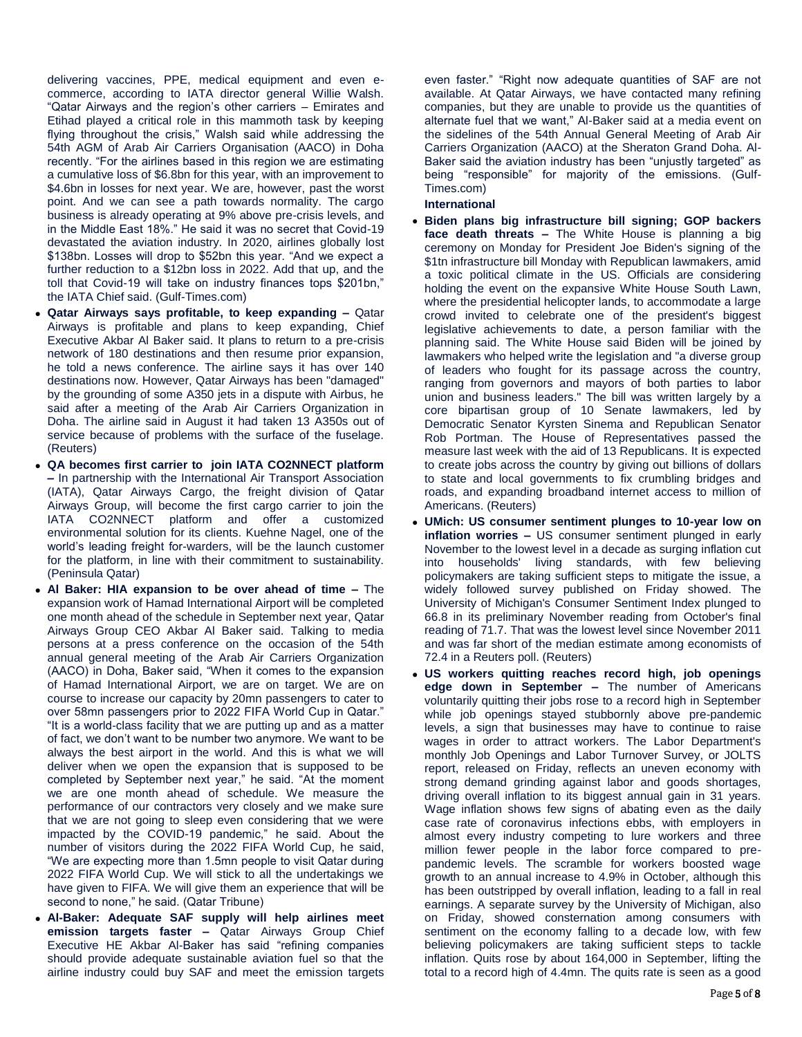delivering vaccines, PPE, medical equipment and even e-commerce, according to IATA director general Willie Walsh. "Qatar Airways and the region's other carriers – Emirates and Etihad played a critical role in this mammoth task by keeping flying throughout the crisis," Walsh said while addressing the 54th AGM of Arab Air Carriers Organisation (AACO) in Doha recently. "For the airlines based in this region we are estimating a cumulative loss of $6.8bn for this year, with an improvement to $4.6bn in losses for next year. We are, however, past the worst point. And we can see a path towards normality. The cargo business is already operating at 9% above pre-crisis levels, and in the Middle East 18%." He said it was no secret that Covid-19 devastated the aviation industry. In 2020, airlines globally lost $138bn. Losses will drop to $52bn this year. "And we expect a further reduction to a $12bn loss in 2022. Add that up, and the toll that Covid-19 will take on industry finances tops $201bn," the IATA Chief said. (Gulf-Times.com)

- **Qatar Airways says profitable, to keep expanding –** Qatar Airways is profitable and plans to keep expanding, Chief Executive Akbar Al Baker said. It plans to return to a pre-crisis network of 180 destinations and then resume prior expansion, he told a news conference. The airline says it has over 140 destinations now. However, Qatar Airways has been "damaged" by the grounding of some A350 jets in a dispute with Airbus, he said after a meeting of the Arab Air Carriers Organization in Doha. The airline said in August it had taken 13 A350s out of service because of problems with the surface of the fuselage. (Reuters)
- **QA becomes first carrier to join IATA CO2NNECT platform –** In partnership with the International Air Transport Association (IATA), Qatar Airways Cargo, the freight division of Qatar Airways Group, will become the first cargo carrier to join the IATA CO2NNECT platform and offer a customized environmental solution for its clients. Kuehne Nagel, one of the world's leading freight for-warders, will be the launch customer for the platform, in line with their commitment to sustainability. (Peninsula Qatar)
- **Al Baker: HIA expansion to be over ahead of time –** The expansion work of Hamad International Airport will be completed one month ahead of the schedule in September next year, Qatar Airways Group CEO Akbar Al Baker said. Talking to media persons at a press conference on the occasion of the 54th annual general meeting of the Arab Air Carriers Organization (AACO) in Doha, Baker said, "When it comes to the expansion of Hamad International Airport, we are on target. We are on course to increase our capacity by 20mn passengers to cater to over 58mn passengers prior to 2022 FIFA World Cup in Qatar." "It is a world-class facility that we are putting up and as a matter of fact, we don't want to be number two anymore. We want to be always the best airport in the world. And this is what we will deliver when we open the expansion that is supposed to be completed by September next year," he said. "At the moment we are one month ahead of schedule. We measure the performance of our contractors very closely and we make sure that we are not going to sleep even considering that we were impacted by the COVID-19 pandemic," he said. About the number of visitors during the 2022 FIFA World Cup, he said, "We are expecting more than 1.5mn people to visit Qatar during 2022 FIFA World Cup. We will stick to all the undertakings we have given to FIFA. We will give them an experience that will be second to none," he said. (Qatar Tribune)
- **Al-Baker: Adequate SAF supply will help airlines meet emission targets faster –** Qatar Airways Group Chief Executive HE Akbar Al-Baker has said "refining companies should provide adequate sustainable aviation fuel so that the airline industry could buy SAF and meet the emission targets even faster." "Right now adequate quantities of SAF are not available. At Qatar Airways, we have contacted many refining companies, but they are unable to provide us the quantities of alternate fuel that we want," Al-Baker said at a media event on the sidelines of the 54th Annual General Meeting of Arab Air Carriers Organization (AACO) at the Sheraton Grand Doha. Al-Baker said the aviation industry has been "unjustly targeted" as being "responsible" for majority of the emissions. (Gulf-Times.com)

**International**

- **Biden plans big infrastructure bill signing; GOP backers face death threats –** The White House is planning a big ceremony on Monday for President Joe Biden's signing of the $1tn infrastructure bill Monday with Republican lawmakers, amid a toxic political climate in the US. Officials are considering holding the event on the expansive White House South Lawn, where the presidential helicopter lands, to accommodate a large crowd invited to celebrate one of the president's biggest legislative achievements to date, a person familiar with the planning said. The White House said Biden will be joined by lawmakers who helped write the legislation and "a diverse group of leaders who fought for its passage across the country, ranging from governors and mayors of both parties to labor union and business leaders." The bill was written largely by a core bipartisan group of 10 Senate lawmakers, led by Democratic Senator Kyrsten Sinema and Republican Senator Rob Portman. The House of Representatives passed the measure last week with the aid of 13 Republicans. It is expected to create jobs across the country by giving out billions of dollars to state and local governments to fix crumbling bridges and roads, and expanding broadband internet access to million of Americans. (Reuters)
- **UMich: US consumer sentiment plunges to 10-year low on inflation worries –** US consumer sentiment plunged in early November to the lowest level in a decade as surging inflation cut into households' living standards, with few believing policymakers are taking sufficient steps to mitigate the issue, a widely followed survey published on Friday showed. The University of Michigan's Consumer Sentiment Index plunged to 66.8 in its preliminary November reading from October's final reading of 71.7. That was the lowest level since November 2011 and was far short of the median estimate among economists of 72.4 in a Reuters poll. (Reuters)
- **US workers quitting reaches record high, job openings edge down in September –** The number of Americans voluntarily quitting their jobs rose to a record high in September while job openings stayed stubbornly above pre-pandemic levels, a sign that businesses may have to continue to raise wages in order to attract workers. The Labor Department's monthly Job Openings and Labor Turnover Survey, or JOLTS report, released on Friday, reflects an uneven economy with strong demand grinding against labor and goods shortages, driving overall inflation to its biggest annual gain in 31 years. Wage inflation shows few signs of abating even as the daily case rate of coronavirus infections ebbs, with employers in almost every industry competing to lure workers and three million fewer people in the labor force compared to pre-pandemic levels. The scramble for workers boosted wage growth to an annual increase to 4.9% in October, although this has been outstripped by overall inflation, leading to a fall in real earnings. A separate survey by the University of Michigan, also on Friday, showed consternation among consumers with sentiment on the economy falling to a decade low, with few believing policymakers are taking sufficient steps to tackle inflation. Quits rose by about 164,000 in September, lifting the total to a record high of 4.4mn. The quits rate is seen as a good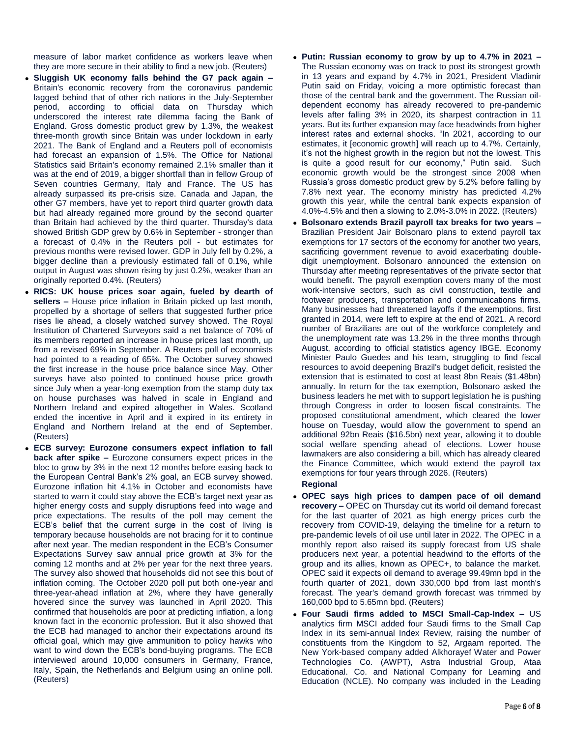measure of labor market confidence as workers leave when they are more secure in their ability to find a new job. (Reuters)

- **Sluggish UK economy falls behind the G7 pack again –** Britain's economic recovery from the coronavirus pandemic lagged behind that of other rich nations in the July-September period, according to official data on Thursday which underscored the interest rate dilemma facing the Bank of England. Gross domestic product grew by 1.3%, the weakest three-month growth since Britain was under lockdown in early 2021. The Bank of England and a Reuters poll of economists had forecast an expansion of 1.5%. The Office for National Statistics said Britain's economy remained 2.1% smaller than it was at the end of 2019, a bigger shortfall than in fellow Group of Seven countries Germany, Italy and France. The US has already surpassed its pre-crisis size. Canada and Japan, the other G7 members, have yet to report third quarter growth data but had already regained more ground by the second quarter than Britain had achieved by the third quarter. Thursday's data showed British GDP grew by 0.6% in September - stronger than a forecast of 0.4% in the Reuters poll - but estimates for previous months were revised lower. GDP in July fell by 0.2%, a bigger decline than a previously estimated fall of 0.1%, while output in August was shown rising by just 0.2%, weaker than an originally reported 0.4%. (Reuters)
- **RICS: UK house prices soar again, fueled by dearth of sellers –** House price inflation in Britain picked up last month, propelled by a shortage of sellers that suggested further price rises lie ahead, a closely watched survey showed. The Royal Institution of Chartered Surveyors said a net balance of 70% of its members reported an increase in house prices last month, up from a revised 69% in September. A Reuters poll of economists had pointed to a reading of 65%. The October survey showed the first increase in the house price balance since May. Other surveys have also pointed to continued house price growth since July when a year-long exemption from the stamp duty tax on house purchases was halved in scale in England and Northern Ireland and expired altogether in Wales. Scotland ended the incentive in April and it expired in its entirety in England and Northern Ireland at the end of September. (Reuters)
- **ECB survey: Eurozone consumers expect inflation to fall back after spike –** Eurozone consumers expect prices in the bloc to grow by 3% in the next 12 months before easing back to the European Central Bank's 2% goal, an ECB survey showed. Eurozone inflation hit 4.1% in October and economists have started to warn it could stay above the ECB's target next year as higher energy costs and supply disruptions feed into wage and price expectations. The results of the poll may cement the ECB's belief that the current surge in the cost of living is temporary because households are not bracing for it to continue after next year. The median respondent in the ECB's Consumer Expectations Survey saw annual price growth at 3% for the coming 12 months and at 2% per year for the next three years. The survey also showed that households did not see this bout of inflation coming. The October 2020 poll put both one-year and three-year-ahead inflation at 2%, where they have generally hovered since the survey was launched in April 2020. This confirmed that households are poor at predicting inflation, a long known fact in the economic profession. But it also showed that the ECB had managed to anchor their expectations around its official goal, which may give ammunition to policy hawks who want to wind down the ECB's bond-buying programs. The ECB interviewed around 10,000 consumers in Germany, France, Italy, Spain, the Netherlands and Belgium using an online poll. (Reuters)
- **Putin: Russian economy to grow by up to 4.7% in 2021 –** The Russian economy was on track to post its strongest growth in 13 years and expand by 4.7% in 2021, President Vladimir Putin said on Friday, voicing a more optimistic forecast than those of the central bank and the government. The Russian oil-dependent economy has already recovered to pre-pandemic levels after falling 3% in 2020, its sharpest contraction in 11 years. But its further expansion may face headwinds from higher interest rates and external shocks. "In 2021, according to our estimates, it [economic growth] will reach up to 4.7%. Certainly, it's not the highest growth in the region but not the lowest. This is quite a good result for our economy," Putin said. Such economic growth would be the strongest since 2008 when Russia's gross domestic product grew by 5.2% before falling by 7.8% next year. The economy ministry has predicted 4.2% growth this year, while the central bank expects expansion of 4.0%-4.5% and then a slowing to 2.0%-3.0% in 2022. (Reuters)
- **Bolsonaro extends Brazil payroll tax breaks for two years –** Brazilian President Jair Bolsonaro plans to extend payroll tax exemptions for 17 sectors of the economy for another two years, sacrificing government revenue to avoid exacerbating double-digit unemployment. Bolsonaro announced the extension on Thursday after meeting representatives of the private sector that would benefit. The payroll exemption covers many of the most work-intensive sectors, such as civil construction, textile and footwear producers, transportation and communications firms. Many businesses had threatened layoffs if the exemptions, first granted in 2014, were left to expire at the end of 2021. A record number of Brazilians are out of the workforce completely and the unemployment rate was 13.2% in the three months through August, according to official statistics agency IBGE. Economy Minister Paulo Guedes and his team, struggling to find fiscal resources to avoid deepening Brazil's budget deficit, resisted the extension that is estimated to cost at least 8bn Reais ($1.48bn) annually. In return for the tax exemption, Bolsonaro asked the business leaders he met with to support legislation he is pushing through Congress in order to loosen fiscal constraints. The proposed constitutional amendment, which cleared the lower house on Tuesday, would allow the government to spend an additional 92bn Reais ($16.5bn) next year, allowing it to double social welfare spending ahead of elections. Lower house lawmakers are also considering a bill, which has already cleared the Finance Committee, which would extend the payroll tax exemptions for four years through 2026. (Reuters)

**Regional**

- **OPEC says high prices to dampen pace of oil demand recovery –** OPEC on Thursday cut its world oil demand forecast for the last quarter of 2021 as high energy prices curb the recovery from COVID-19, delaying the timeline for a return to pre-pandemic levels of oil use until later in 2022. The OPEC in a monthly report also raised its supply forecast from US shale producers next year, a potential headwind to the efforts of the group and its allies, known as OPEC+, to balance the market. OPEC said it expects oil demand to average 99.49mn bpd in the fourth quarter of 2021, down 330,000 bpd from last month's forecast. The year's demand growth forecast was trimmed by 160,000 bpd to 5.65mn bpd. (Reuters)
- **Four Saudi firms added to MSCI Small-Cap-Index –** US analytics firm MSCI added four Saudi firms to the Small Cap Index in its semi-annual Index Review, raising the number of constituents from the Kingdom to 52, Argaam reported. The New York-based company added Alkhorayef Water and Power Technologies Co. (AWPT), Astra Industrial Group, Ataa Educational. Co. and National Company for Learning and Education (NCLE). No company was included in the Leading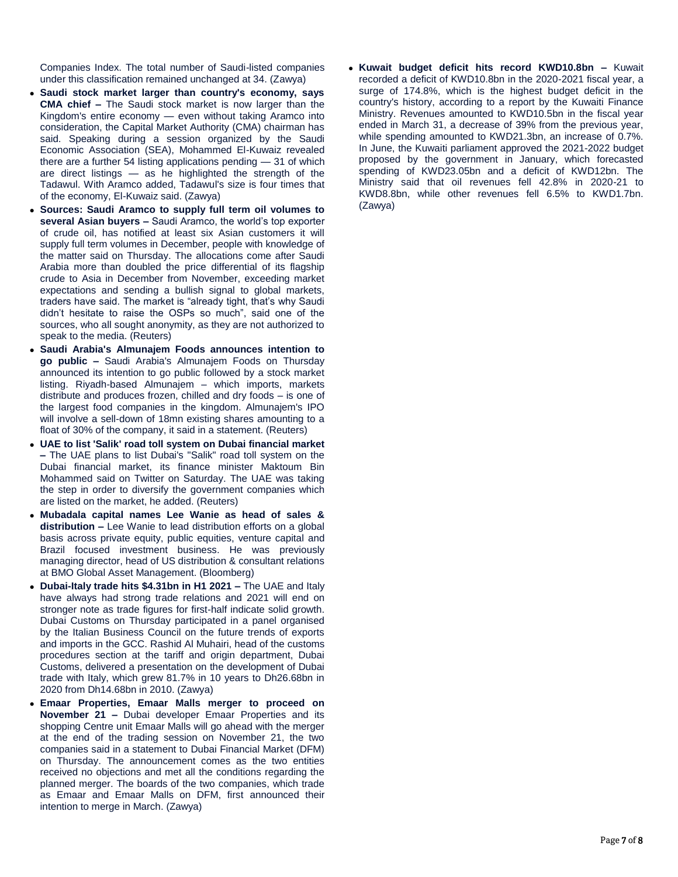Companies Index. The total number of Saudi-listed companies under this classification remained unchanged at 34. (Zawya)

- **Saudi stock market larger than country's economy, says CMA chief –** The Saudi stock market is now larger than the Kingdom's entire economy — even without taking Aramco into consideration, the Capital Market Authority (CMA) chairman has said. Speaking during a session organized by the Saudi Economic Association (SEA), Mohammed El-Kuwaiz revealed there are a further 54 listing applications pending — 31 of which are direct listings — as he highlighted the strength of the Tadawul. With Aramco added, Tadawul's size is four times that of the economy, El-Kuwaiz said. (Zawya)
- **Sources: Saudi Aramco to supply full term oil volumes to several Asian buyers –** Saudi Aramco, the world's top exporter of crude oil, has notified at least six Asian customers it will supply full term volumes in December, people with knowledge of the matter said on Thursday. The allocations come after Saudi Arabia more than doubled the price differential of its flagship crude to Asia in December from November, exceeding market expectations and sending a bullish signal to global markets, traders have said. The market is "already tight, that's why Saudi didn't hesitate to raise the OSPs so much", said one of the sources, who all sought anonymity, as they are not authorized to speak to the media. (Reuters)
- **Saudi Arabia's Almunajem Foods announces intention to go public –** Saudi Arabia's Almunajem Foods on Thursday announced its intention to go public followed by a stock market listing. Riyadh-based Almunajem – which imports, markets distribute and produces frozen, chilled and dry foods – is one of the largest food companies in the kingdom. Almunajem's IPO will involve a sell-down of 18mn existing shares amounting to a float of 30% of the company, it said in a statement. (Reuters)
- **UAE to list 'Salik' road toll system on Dubai financial market –** The UAE plans to list Dubai's "Salik" road toll system on the Dubai financial market, its finance minister Maktoum Bin Mohammed said on Twitter on Saturday. The UAE was taking the step in order to diversify the government companies which are listed on the market, he added. (Reuters)
- **Mubadala capital names Lee Wanie as head of sales & distribution –** Lee Wanie to lead distribution efforts on a global basis across private equity, public equities, venture capital and Brazil focused investment business. He was previously managing director, head of US distribution & consultant relations at BMO Global Asset Management. (Bloomberg)
- **Dubai-Italy trade hits \$4.31bn in H1 2021 –** The UAE and Italy have always had strong trade relations and 2021 will end on stronger note as trade figures for first-half indicate solid growth. Dubai Customs on Thursday participated in a panel organised by the Italian Business Council on the future trends of exports and imports in the GCC. Rashid Al Muhairi, head of the customs procedures section at the tariff and origin department, Dubai Customs, delivered a presentation on the development of Dubai trade with Italy, which grew 81.7% in 10 years to Dh26.68bn in 2020 from Dh14.68bn in 2010. (Zawya)
- **Emaar Properties, Emaar Malls merger to proceed on November 21 –** Dubai developer Emaar Properties and its shopping Centre unit Emaar Malls will go ahead with the merger at the end of the trading session on November 21, the two companies said in a statement to Dubai Financial Market (DFM) on Thursday. The announcement comes as the two entities received no objections and met all the conditions regarding the planned merger. The boards of the two companies, which trade as Emaar and Emaar Malls on DFM, first announced their intention to merge in March. (Zawya)
- **Kuwait budget deficit hits record KWD10.8bn –** Kuwait recorded a deficit of KWD10.8bn in the 2020-2021 fiscal year, a surge of 174.8%, which is the highest budget deficit in the country's history, according to a report by the Kuwaiti Finance Ministry. Revenues amounted to KWD10.5bn in the fiscal year ended in March 31, a decrease of 39% from the previous year, while spending amounted to KWD21.3bn, an increase of 0.7%. In June, the Kuwaiti parliament approved the 2021-2022 budget proposed by the government in January, which forecasted spending of KWD23.05bn and a deficit of KWD12bn. The Ministry said that oil revenues fell 42.8% in 2020-21 to KWD8.8bn, while other revenues fell 6.5% to KWD1.7bn. (Zawya)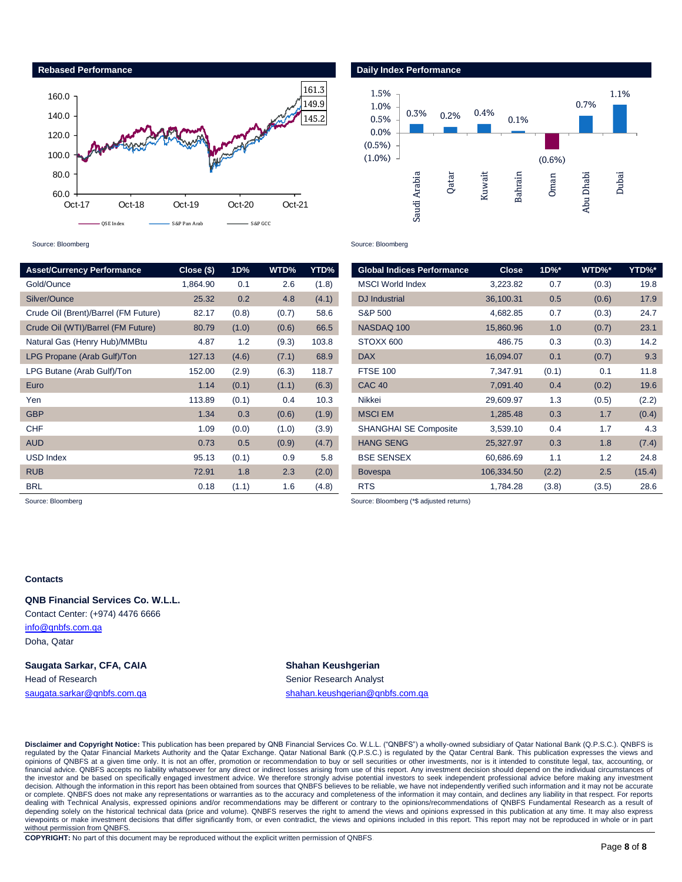**Rebased Performance**

161.3
149.9
145.2
160.0
140.0
120.0
100.0
80.0
60.0
Oct-17
Oct-18
Oct-19
Oct-20
Oct-21

QSE Index
S&P Pan Arab
S&P GCC

Source: Bloomberg

**Daily Index Performance**

1.5%
1.0%
0.5%
0.0%
(0.5%)
(1.0%)

0.3%
0.2%
0.4%
0.1%
(0.6%)
0.7%
1.1%

Saudi Arabia
Qatar
Kuwait
Bahrain
Oman
Abu Dhabi
Dubai

Source: Bloomberg

| Asset/Currency Performance | Close ($) | 1D% | WTD% | YTD% |
|---|---|---|---|---|
| Gold/Ounce | 1,864.90 | 0.1 | 2.6 | (1.8) |
| Silver/Ounce | 25.32 | 0.2 | 4.8 | (4.1) |
| Crude Oil (Brent)/Barrel (FM Future) | 82.17 | (0.8) | (0.7) | 58.6 |
| Crude Oil (WTI)/Barrel (FM Future) | 80.79 | (1.0) | (0.6) | 66.5 |
| Natural Gas (Henry Hub)/MMBtu | 4.87 | 1.2 | (9.3) | 103.8 |
| LPG Propane (Arab Gulf)/Ton | 127.13 | (4.6) | (7.1) | 68.9 |
| LPG Butane (Arab Gulf)/Ton | 152.00 | (2.9) | (6.3) | 118.7 |
| Euro | 1.14 | (0.1) | (1.1) | (6.3) |
| Yen | 113.89 | (0.1) | 0.4 | 10.3 |
| GBP | 1.34 | 0.3 | (0.6) | (1.9) |
| CHF | 1.09 | (0.0) | (1.0) | (3.9) |
| AUD | 0.73 | 0.5 | (0.9) | (4.7) |
| USD Index | 95.13 | (0.1) | 0.9 | 5.8 |
| RUB | 72.91 | 1.8 | 2.3 | (2.0) |
| BRL | 0.18 | (1.1) | 1.6 | (4.8) |

Source: Bloomberg

| Global Indices Performance | Close | 1D%* | WTD%* | YTD%* |
|---|---|---|---|---|
| MSCI World Index | 3,223.82 | 0.7 | (0.3) | 19.8 |
| DJ Industrial | 36,100.31 | 0.5 | (0.6) | 17.9 |
| S&P 500 | 4,682.85 | 0.7 | (0.3) | 24.7 |
| NASDAQ 100 | 15,860.96 | 1.0 | (0.7) | 23.1 |
| STOXX 600 | 486.75 | 0.3 | (0.3) | 14.2 |
| DAX | 16,094.07 | 0.1 | (0.7) | 9.3 |
| FTSE 100 | 7,347.91 | (0.1) | 0.1 | 11.8 |
| CAC 40 | 7,091.40 | 0.4 | (0.2) | 19.6 |
| Nikkei | 29,609.97 | 1.3 | (0.5) | (2.2) |
| MSCI EM | 1,285.48 | 0.3 | 1.7 | (0.4) |
| SHANGHAI SE Composite | 3,539.10 | 0.4 | 1.7 | 4.3 |
| HANG SENG | 25,327.97 | 0.3 | 1.8 | (7.4) |
| BSE SENSEX | 60,686.69 | 1.1 | 1.2 | 24.8 |
| Bovespa | 106,334.50 | (2.2) | 2.5 | (15.4) |
| RTS | 1,784.28 | (3.8) | (3.5) | 28.6 |

Source: Bloomberg (*$ adjusted returns)

**Contacts**

**QNB Financial Services Co. W.L.L.**
Contact Center: (+974) 4476 6666
info@qnbfs.com.qa
Doha, Qatar

**Saugata Sarkar, CFA, CAIA**
Head of Research
saugata.sarkar@qnbfs.com.qa

**Shahan Keushgerian**
Senior Research Analyst
shahan.keushgerian@qnbfs.com.qa

**Disclaimer and Copyright Notice:** This publication has been prepared by QNB Financial Services Co. W.L.L. ("QNBFS") a wholly-owned subsidiary of Qatar National Bank (Q.P.S.C.). QNBFS is regulated by the Qatar Financial Markets Authority and the Qatar Exchange. Qatar National Bank (Q.P.S.C.) is regulated by the Qatar Central Bank. This publication expresses the views and opinions of QNBFS at a given time only. It is not an offer, promotion or recommendation to buy or sell securities or other investments, nor is it intended to constitute legal, tax, accounting, or financial advice. QNBFS accepts no liability whatsoever for any direct or indirect losses arising from use of this report. Any investment decision should depend on the individual circumstances of the investor and be based on specifically engaged investment advice. We therefore strongly advise potential investors to seek independent professional advice before making any investment decision. Although the information in this report has been obtained from sources that QNBFS believes to be reliable, we have not independently verified such information and it may not be accurate or complete. QNBFS does not make any representations or warranties as to the accuracy and completeness of the information it may contain, and declines any liability in that respect. For reports dealing with Technical Analysis, expressed opinions and/or recommendations may be different or contrary to the opinions/recommendations of QNBFS Fundamental Research as a result of depending solely on the historical technical data (price and volume). QNBFS reserves the right to amend the views and opinions expressed in this publication at any time. It may also express viewpoints or make investment decisions that differ significantly from, or even contradict, the views and opinions included in this report. This report may not be reproduced in whole or in part without permission from QNBFS.

**COPYRIGHT:** No part of this document may be reproduced without the explicit written permission of QNBFS.